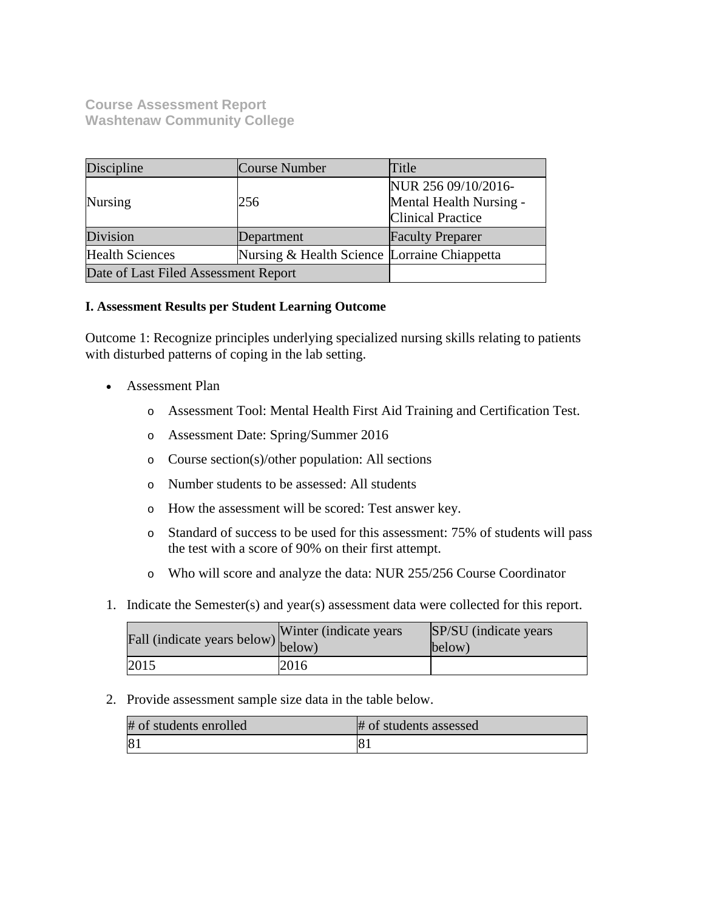**Course Assessment Report**
**Washtenaw Community College**

| Discipline | Course Number | Title |
|---|---|---|
| Nursing | 256 | NUR 256 09/10/2016- Mental Health Nursing - Clinical Practice |
| Division | Department | Faculty Preparer |
| Health Sciences | Nursing & Health Science | Lorraine Chiappetta |
| Date of Last Filed Assessment Report | | |

**I. Assessment Results per Student Learning Outcome**

Outcome 1: Recognize principles underlying specialized nursing skills relating to patients with disturbed patterns of coping in the lab setting.

- Assessment Plan
  - Assessment Tool: Mental Health First Aid Training and Certification Test.
  - Assessment Date: Spring/Summer 2016
  - Course section(s)/other population: All sections
  - Number students to be assessed: All students
  - How the assessment will be scored: Test answer key.
  - Standard of success to be used for this assessment: 75% of students will pass the test with a score of 90% on their first attempt.
  - Who will score and analyze the data: NUR 255/256 Course Coordinator

1. Indicate the Semester(s) and year(s) assessment data were collected for this report.

| Fall (indicate years below) | Winter (indicate years below) | SP/SU (indicate years below) |
|---|---|---|
| 2015 | 2016 | |

2. Provide assessment sample size data in the table below.

| # of students enrolled | # of students assessed |
|---|---|
| 81 | 81 |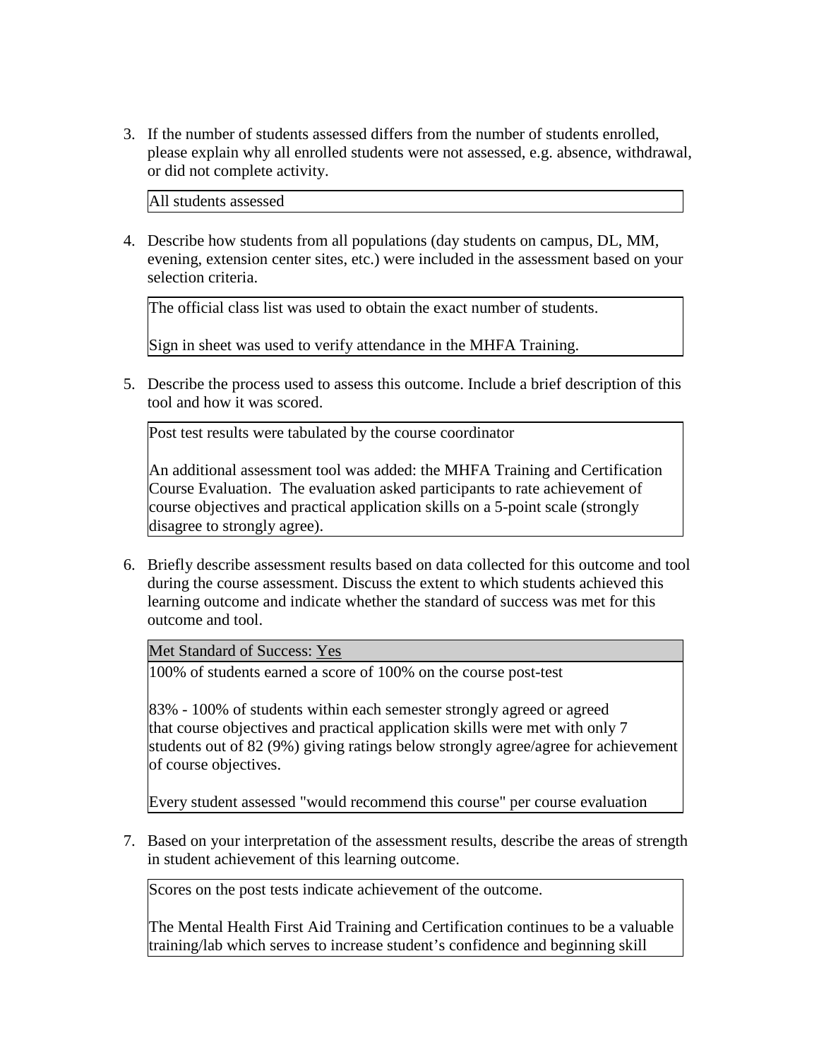3. If the number of students assessed differs from the number of students enrolled, please explain why all enrolled students were not assessed, e.g. absence, withdrawal, or did not complete activity.

   All students assessed

4. Describe how students from all populations (day students on campus, DL, MM, evening, extension center sites, etc.) were included in the assessment based on your selection criteria.

   The official class list was used to obtain the exact number of students.

   Sign in sheet was used to verify attendance in the MHFA Training.

5. Describe the process used to assess this outcome. Include a brief description of this tool and how it was scored.

   Post test results were tabulated by the course coordinator

   An additional assessment tool was added: the MHFA Training and Certification Course Evaluation. The evaluation asked participants to rate achievement of course objectives and practical application skills on a 5-point scale (strongly disagree to strongly agree).

6. Briefly describe assessment results based on data collected for this outcome and tool during the course assessment. Discuss the extent to which students achieved this learning outcome and indicate whether the standard of success was met for this outcome and tool.

   Met Standard of Success: Yes

   100% of students earned a score of 100% on the course post-test

   83% - 100% of students within each semester strongly agreed or agreed that course objectives and practical application skills were met with only 7 students out of 82 (9%) giving ratings below strongly agree/agree for achievement of course objectives.

   Every student assessed "would recommend this course" per course evaluation

7. Based on your interpretation of the assessment results, describe the areas of strength in student achievement of this learning outcome.

   Scores on the post tests indicate achievement of the outcome.

   The Mental Health First Aid Training and Certification continues to be a valuable training/lab which serves to increase student's confidence and beginning skill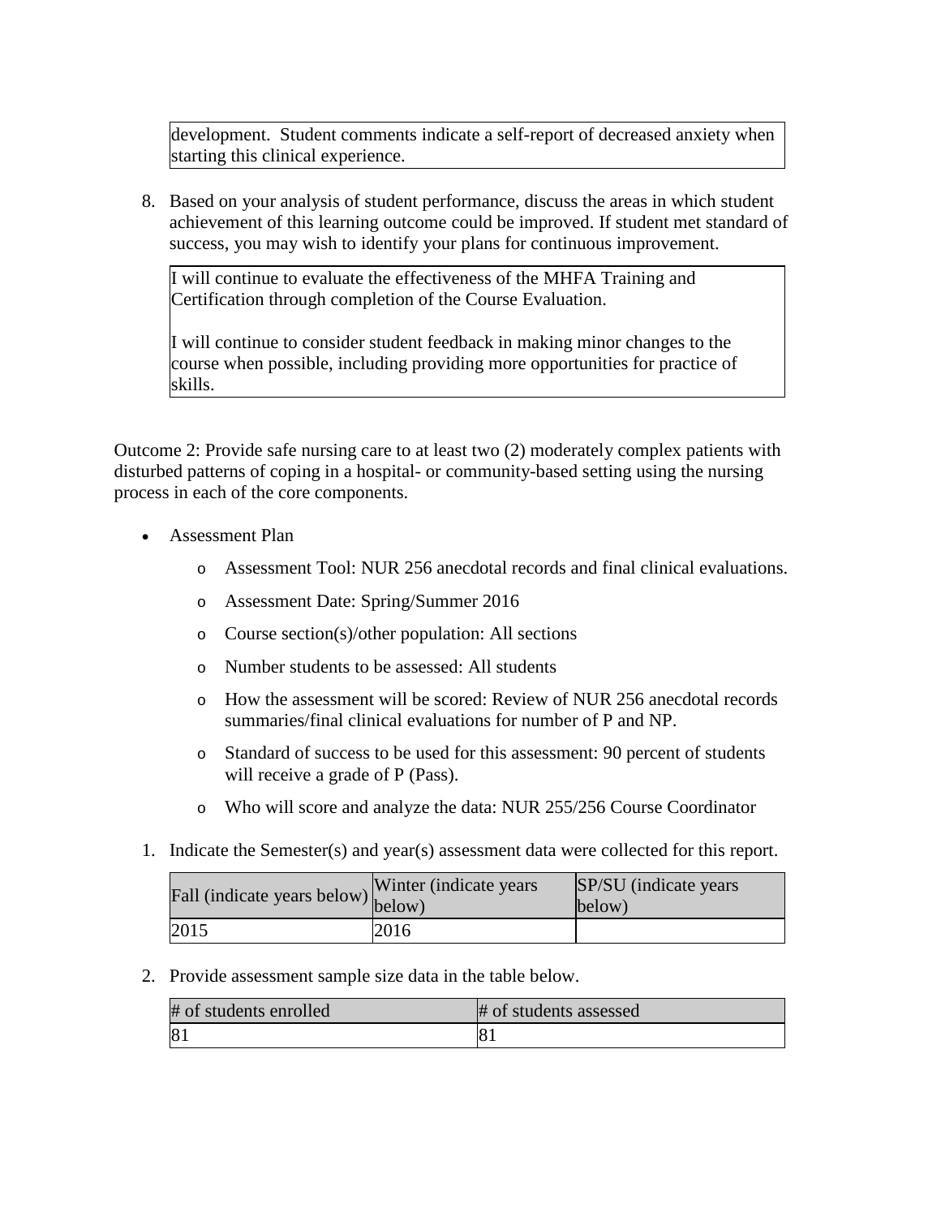development. Student comments indicate a self-report of decreased anxiety when starting this clinical experience.

8. Based on your analysis of student performance, discuss the areas in which student achievement of this learning outcome could be improved. If student met standard of success, you may wish to identify your plans for continuous improvement.

I will continue to evaluate the effectiveness of the MHFA Training and Certification through completion of the Course Evaluation.

I will continue to consider student feedback in making minor changes to the course when possible, including providing more opportunities for practice of skills.

Outcome 2: Provide safe nursing care to at least two (2) moderately complex patients with disturbed patterns of coping in a hospital- or community-based setting using the nursing process in each of the core components.

- Assessment Plan
  - Assessment Tool: NUR 256 anecdotal records and final clinical evaluations.
  - Assessment Date: Spring/Summer 2016
  - Course section(s)/other population: All sections
  - Number students to be assessed: All students
  - How the assessment will be scored: Review of NUR 256 anecdotal records summaries/final clinical evaluations for number of P and NP.
  - Standard of success to be used for this assessment: 90 percent of students will receive a grade of P (Pass).
  - Who will score and analyze the data: NUR 255/256 Course Coordinator

1. Indicate the Semester(s) and year(s) assessment data were collected for this report.

| Fall (indicate years below) | Winter (indicate years below) | SP/SU (indicate years below) |
| --- | --- | --- |
| 2015 | 2016 | |

2. Provide assessment sample size data in the table below.

| # of students enrolled | # of students assessed |
| --- | --- |
| 81 | 81 |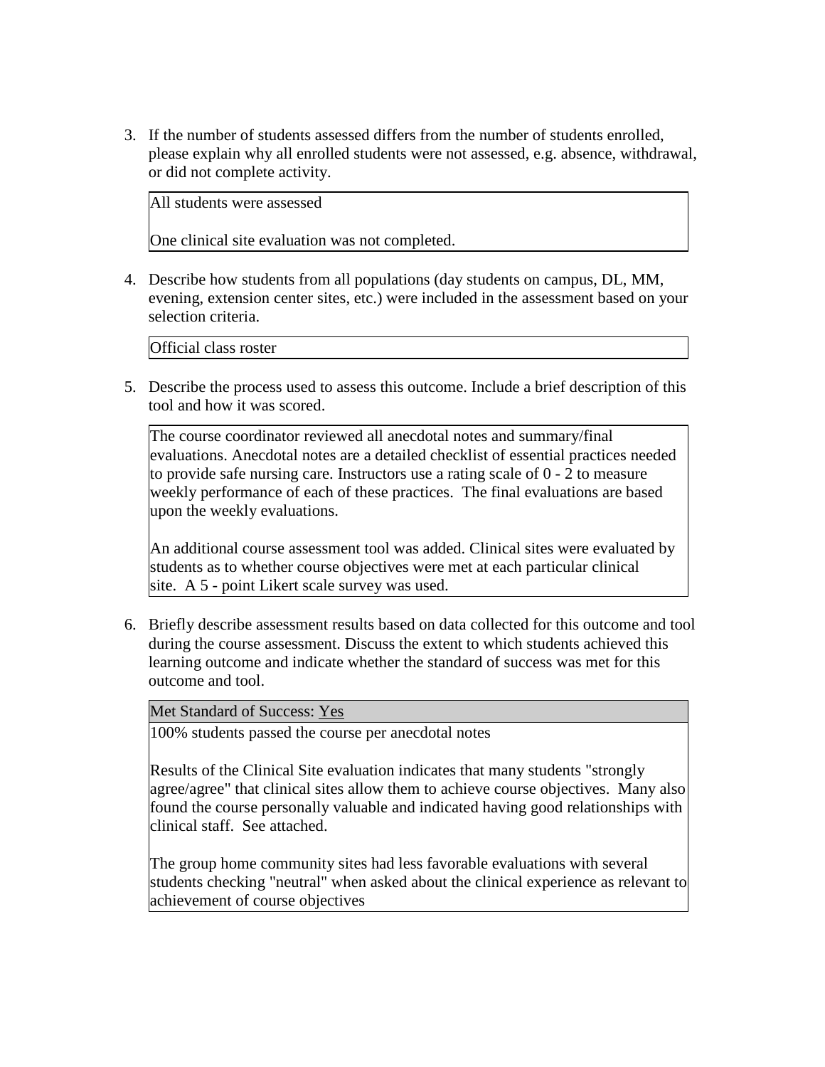3. If the number of students assessed differs from the number of students enrolled, please explain why all enrolled students were not assessed, e.g. absence, withdrawal, or did not complete activity.

   All students were assessed

   One clinical site evaluation was not completed.

4. Describe how students from all populations (day students on campus, DL, MM, evening, extension center sites, etc.) were included in the assessment based on your selection criteria.

   Official class roster

5. Describe the process used to assess this outcome. Include a brief description of this tool and how it was scored.

   The course coordinator reviewed all anecdotal notes and summary/final evaluations. Anecdotal notes are a detailed checklist of essential practices needed to provide safe nursing care. Instructors use a rating scale of 0 - 2 to measure weekly performance of each of these practices. The final evaluations are based upon the weekly evaluations.

   An additional course assessment tool was added. Clinical sites were evaluated by students as to whether course objectives were met at each particular clinical site. A 5 - point Likert scale survey was used.

6. Briefly describe assessment results based on data collected for this outcome and tool during the course assessment. Discuss the extent to which students achieved this learning outcome and indicate whether the standard of success was met for this outcome and tool.

   Met Standard of Success: Yes

   100% students passed the course per anecdotal notes

   Results of the Clinical Site evaluation indicates that many students "strongly agree/agree" that clinical sites allow them to achieve course objectives. Many also found the course personally valuable and indicated having good relationships with clinical staff. See attached.

   The group home community sites had less favorable evaluations with several students checking "neutral" when asked about the clinical experience as relevant to achievement of course objectives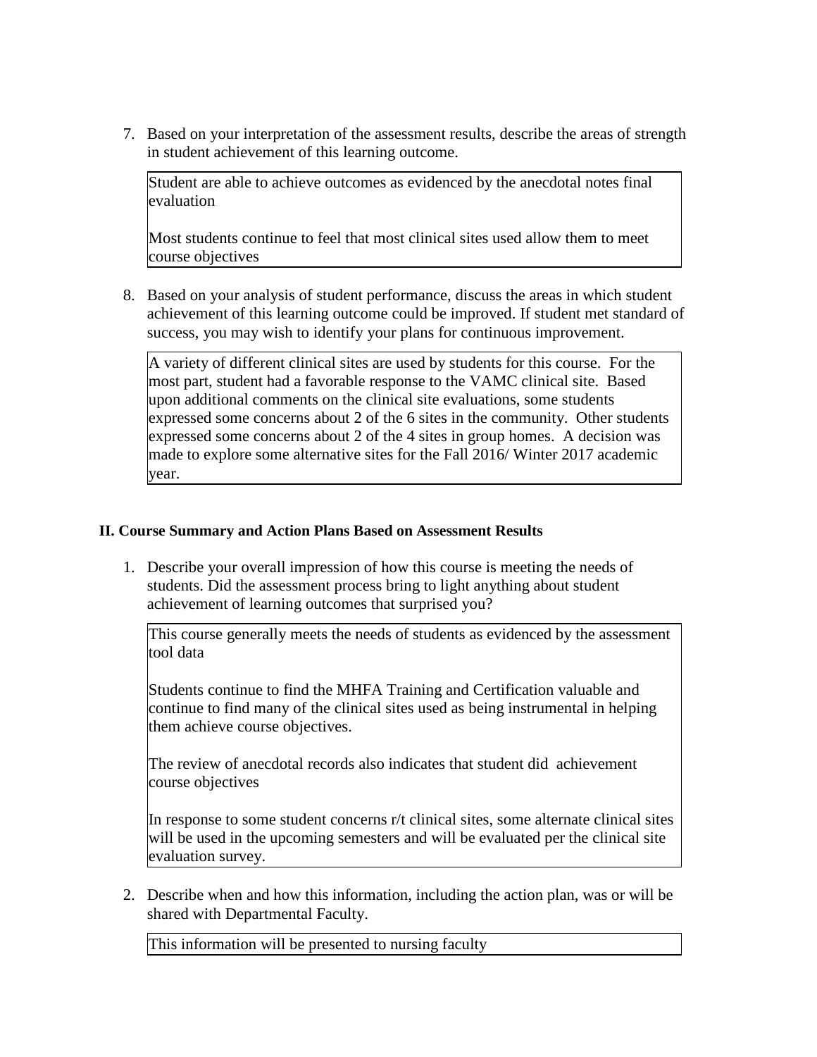7. Based on your interpretation of the assessment results, describe the areas of strength in student achievement of this learning outcome.

> Student are able to achieve outcomes as evidenced by the anecdotal notes final evaluation
>
> Most students continue to feel that most clinical sites used allow them to meet course objectives

8. Based on your analysis of student performance, discuss the areas in which student achievement of this learning outcome could be improved. If student met standard of success, you may wish to identify your plans for continuous improvement.

> A variety of different clinical sites are used by students for this course. For the most part, student had a favorable response to the VAMC clinical site. Based upon additional comments on the clinical site evaluations, some students expressed some concerns about 2 of the 6 sites in the community. Other students expressed some concerns about 2 of the 4 sites in group homes. A decision was made to explore some alternative sites for the Fall 2016/ Winter 2017 academic year.

## II. Course Summary and Action Plans Based on Assessment Results

1. Describe your overall impression of how this course is meeting the needs of students. Did the assessment process bring to light anything about student achievement of learning outcomes that surprised you?

> This course generally meets the needs of students as evidenced by the assessment tool data
>
> Students continue to find the MHFA Training and Certification valuable and continue to find many of the clinical sites used as being instrumental in helping them achieve course objectives.
>
> The review of anecdotal records also indicates that student did achievement course objectives
>
> In response to some student concerns r/t clinical sites, some alternate clinical sites will be used in the upcoming semesters and will be evaluated per the clinical site evaluation survey.

2. Describe when and how this information, including the action plan, was or will be shared with Departmental Faculty.

> This information will be presented to nursing faculty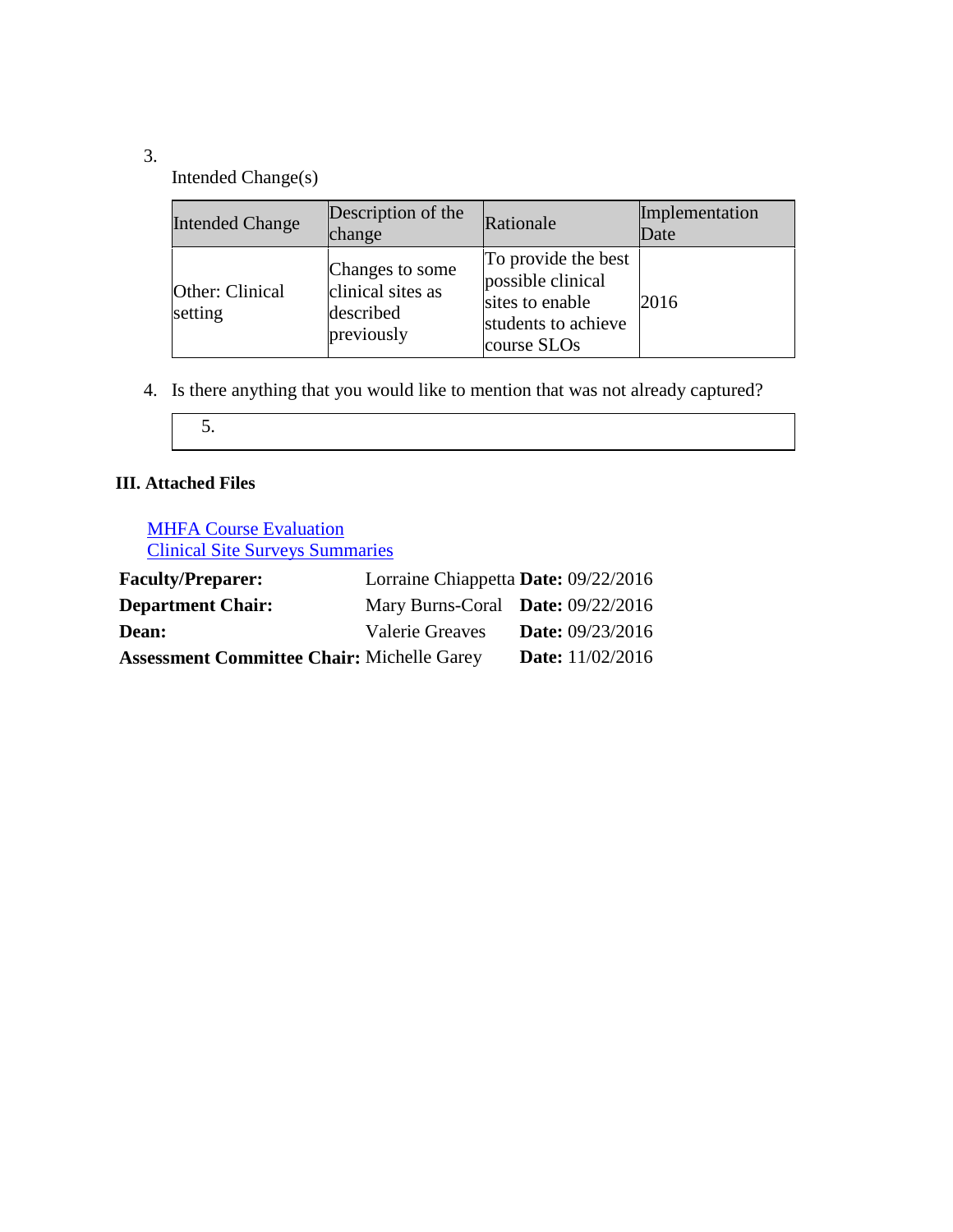3. Intended Change(s)

| Intended Change | Description of the change | Rationale | Implementation Date |
|---|---|---|---|
| Other: Clinical setting | Changes to some clinical sites as described previously | To provide the best possible clinical sites to enable students to achieve course SLOs | 2016 |

4. Is there anything that you would like to mention that was not already captured?

| 5. |
|---|

**III. Attached Files**

MHFA Course Evaluation
Clinical Site Surveys Summaries

| | | |
|---|---|---|
| **Faculty/Preparer:** | Lorraine Chiappetta | **Date:** 09/22/2016 |
| **Department Chair:** | Mary Burns-Coral | **Date:** 09/22/2016 |
| **Dean:** | Valerie Greaves | **Date:** 09/23/2016 |
| **Assessment Committee Chair:** | Michelle Garey | **Date:** 11/02/2016 |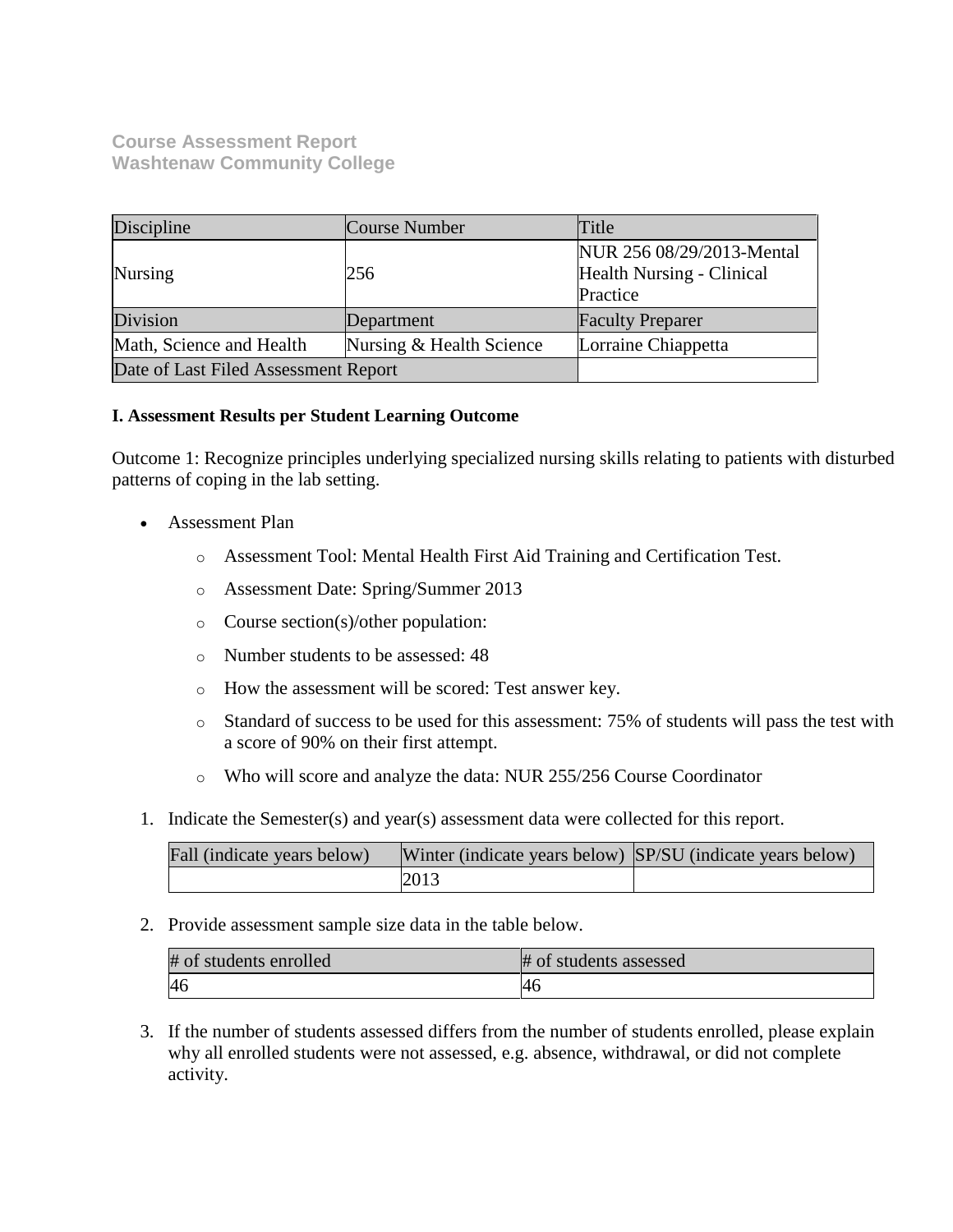**Course Assessment Report**
**Washtenaw Community College**

| Discipline | Course Number | Title |
| --- | --- | --- |
| Nursing | 256 | NUR 256 08/29/2013-Mental Health Nursing - Clinical Practice |
| Division | Department | Faculty Preparer |
| Math, Science and Health | Nursing & Health Science | Lorraine Chiappetta |
| Date of Last Filed Assessment Report | | |

**I. Assessment Results per Student Learning Outcome**

Outcome 1: Recognize principles underlying specialized nursing skills relating to patients with disturbed patterns of coping in the lab setting.

- Assessment Plan
    - Assessment Tool: Mental Health First Aid Training and Certification Test.
    - Assessment Date: Spring/Summer 2013
    - Course section(s)/other population:
    - Number students to be assessed: 48
    - How the assessment will be scored: Test answer key.
    - Standard of success to be used for this assessment: 75% of students will pass the test with a score of 90% on their first attempt.
    - Who will score and analyze the data: NUR 255/256 Course Coordinator

1. Indicate the Semester(s) and year(s) assessment data were collected for this report.

| Fall (indicate years below) | Winter (indicate years below) | SP/SU (indicate years below) |
| --- | --- | --- |
| | 2013 | |

2. Provide assessment sample size data in the table below.

| # of students enrolled | # of students assessed |
| --- | --- |
| 46 | 46 |

3. If the number of students assessed differs from the number of students enrolled, please explain why all enrolled students were not assessed, e.g. absence, withdrawal, or did not complete activity.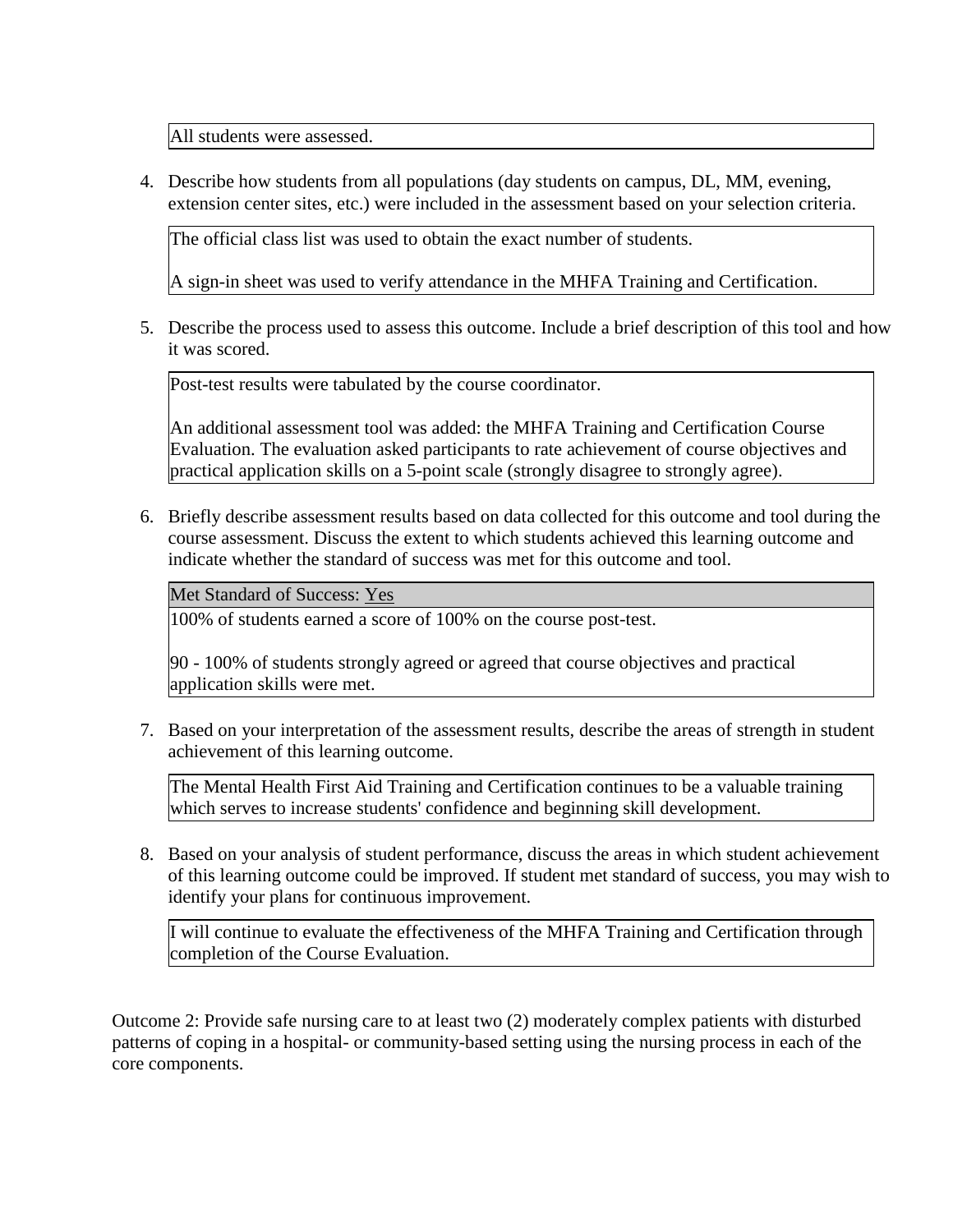All students were assessed.

4. Describe how students from all populations (day students on campus, DL, MM, evening, extension center sites, etc.) were included in the assessment based on your selection criteria.

The official class list was used to obtain the exact number of students.

A sign-in sheet was used to verify attendance in the MHFA Training and Certification.

5. Describe the process used to assess this outcome. Include a brief description of this tool and how it was scored.

Post-test results were tabulated by the course coordinator.

An additional assessment tool was added: the MHFA Training and Certification Course Evaluation. The evaluation asked participants to rate achievement of course objectives and practical application skills on a 5-point scale (strongly disagree to strongly agree).

6. Briefly describe assessment results based on data collected for this outcome and tool during the course assessment. Discuss the extent to which students achieved this learning outcome and indicate whether the standard of success was met for this outcome and tool.

Met Standard of Success: Yes

100% of students earned a score of 100% on the course post-test.

90 - 100% of students strongly agreed or agreed that course objectives and practical application skills were met.

7. Based on your interpretation of the assessment results, describe the areas of strength in student achievement of this learning outcome.

The Mental Health First Aid Training and Certification continues to be a valuable training which serves to increase students' confidence and beginning skill development.

8. Based on your analysis of student performance, discuss the areas in which student achievement of this learning outcome could be improved. If student met standard of success, you may wish to identify your plans for continuous improvement.

I will continue to evaluate the effectiveness of the MHFA Training and Certification through completion of the Course Evaluation.

Outcome 2: Provide safe nursing care to at least two (2) moderately complex patients with disturbed patterns of coping in a hospital- or community-based setting using the nursing process in each of the core components.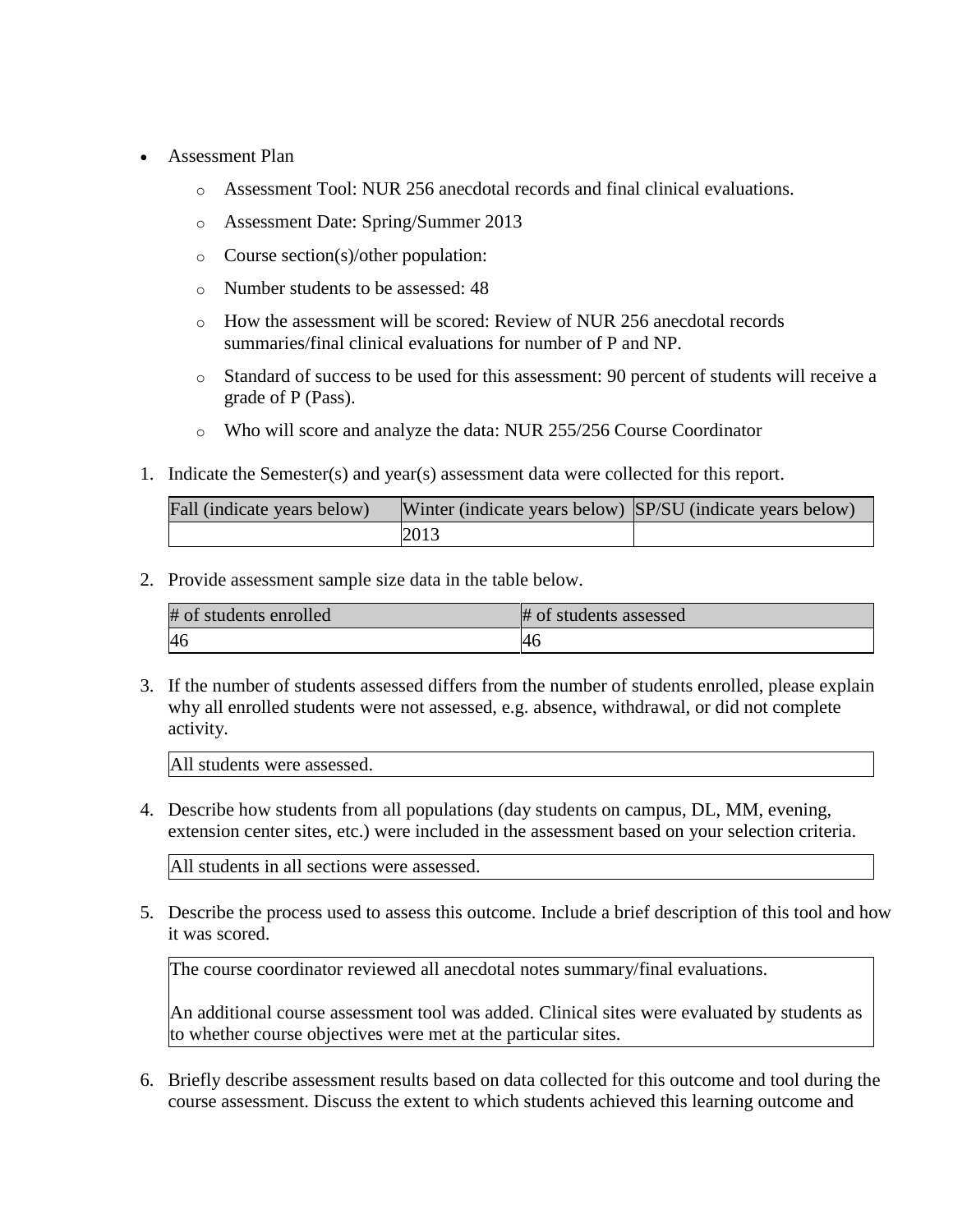- Assessment Plan
  - Assessment Tool: NUR 256 anecdotal records and final clinical evaluations.
  - Assessment Date: Spring/Summer 2013
  - Course section(s)/other population:
  - Number students to be assessed: 48
  - How the assessment will be scored: Review of NUR 256 anecdotal records summaries/final clinical evaluations for number of P and NP.
  - Standard of success to be used for this assessment: 90 percent of students will receive a grade of P (Pass).
  - Who will score and analyze the data: NUR 255/256 Course Coordinator

1. Indicate the Semester(s) and year(s) assessment data were collected for this report.

| Fall (indicate years below) | Winter (indicate years below) | SP/SU (indicate years below) |
|---|---|---|
| | 2013 | |

2. Provide assessment sample size data in the table below.

| # of students enrolled | # of students assessed |
|---|---|
| 46 | 46 |

3. If the number of students assessed differs from the number of students enrolled, please explain why all enrolled students were not assessed, e.g. absence, withdrawal, or did not complete activity.

| All students were assessed. |
|---|

4. Describe how students from all populations (day students on campus, DL, MM, evening, extension center sites, etc.) were included in the assessment based on your selection criteria.

| All students in all sections were assessed. |
|---|

5. Describe the process used to assess this outcome. Include a brief description of this tool and how it was scored.

| The course coordinator reviewed all anecdotal notes summary/final evaluations.<br><br>An additional course assessment tool was added. Clinical sites were evaluated by students as to whether course objectives were met at the particular sites. |
|---|

6. Briefly describe assessment results based on data collected for this outcome and tool during the course assessment. Discuss the extent to which students achieved this learning outcome and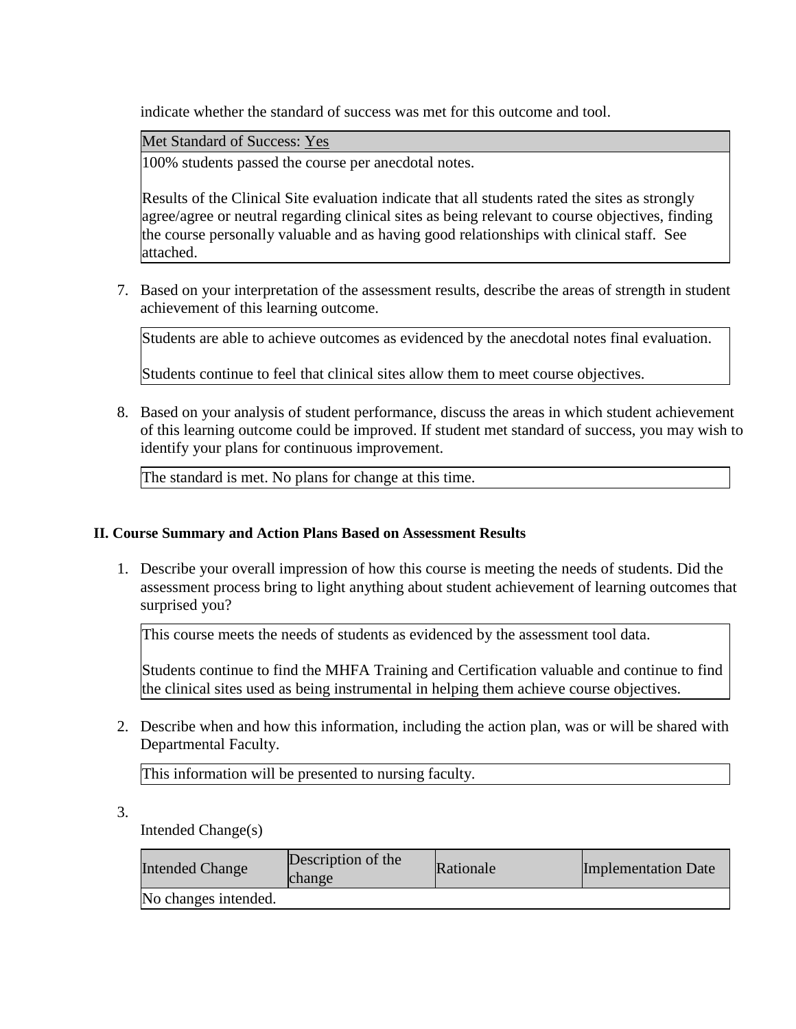indicate whether the standard of success was met for this outcome and tool.

| Met Standard of Success: Yes |
|---|
| 100% students passed the course per anecdotal notes.<br><br>Results of the Clinical Site evaluation indicate that all students rated the sites as strongly agree/agree or neutral regarding clinical sites as being relevant to course objectives, finding the course personally valuable and as having good relationships with clinical staff. See attached. |

7. Based on your interpretation of the assessment results, describe the areas of strength in student achievement of this learning outcome.

| Students are able to achieve outcomes as evidenced by the anecdotal notes final evaluation.<br><br>Students continue to feel that clinical sites allow them to meet course objectives. |
|---|

8. Based on your analysis of student performance, discuss the areas in which student achievement of this learning outcome could be improved. If student met standard of success, you may wish to identify your plans for continuous improvement.

| The standard is met. No plans for change at this time. |
|---|

### II. Course Summary and Action Plans Based on Assessment Results

1. Describe your overall impression of how this course is meeting the needs of students. Did the assessment process bring to light anything about student achievement of learning outcomes that surprised you?

| This course meets the needs of students as evidenced by the assessment tool data.<br><br>Students continue to find the MHFA Training and Certification valuable and continue to find the clinical sites used as being instrumental in helping them achieve course objectives. |
|---|

2. Describe when and how this information, including the action plan, was or will be shared with Departmental Faculty.

| This information will be presented to nursing faculty. |
|---|

3. Intended Change(s)

| Intended Change | Description of the change | Rationale | Implementation Date |
|---|---|---|---|
| No changes intended. | | | |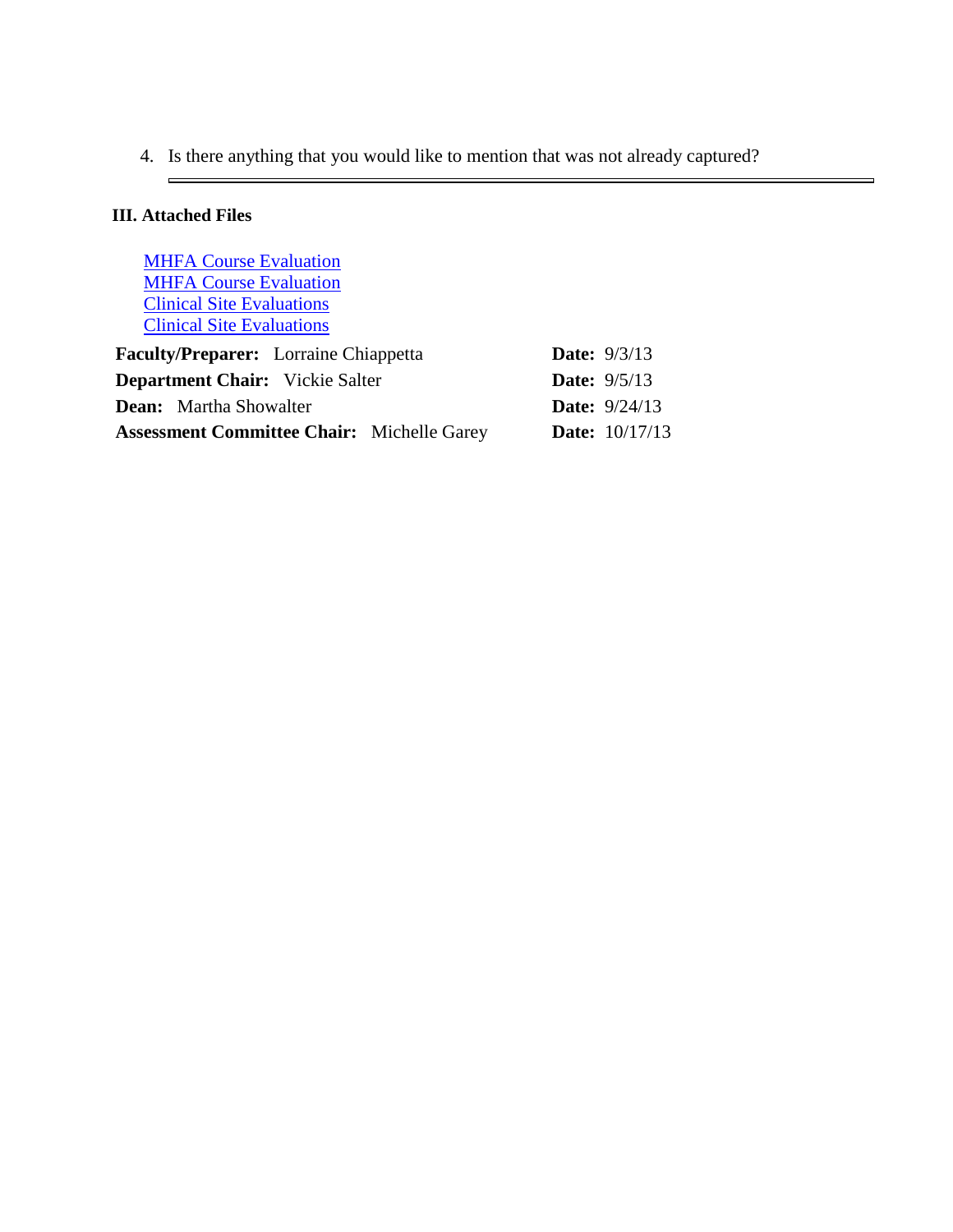4. Is there anything that you would like to mention that was not already captured?

---

**III. Attached Files**

MHFA Course Evaluation
MHFA Course Evaluation
Clinical Site Evaluations
Clinical Site Evaluations

**Faculty/Preparer:** Lorraine Chiappetta **Date:** 9/3/13
**Department Chair:** Vickie Salter **Date:** 9/5/13
**Dean:** Martha Showalter **Date:** 9/24/13
**Assessment Committee Chair:** Michelle Garey **Date:** 10/17/13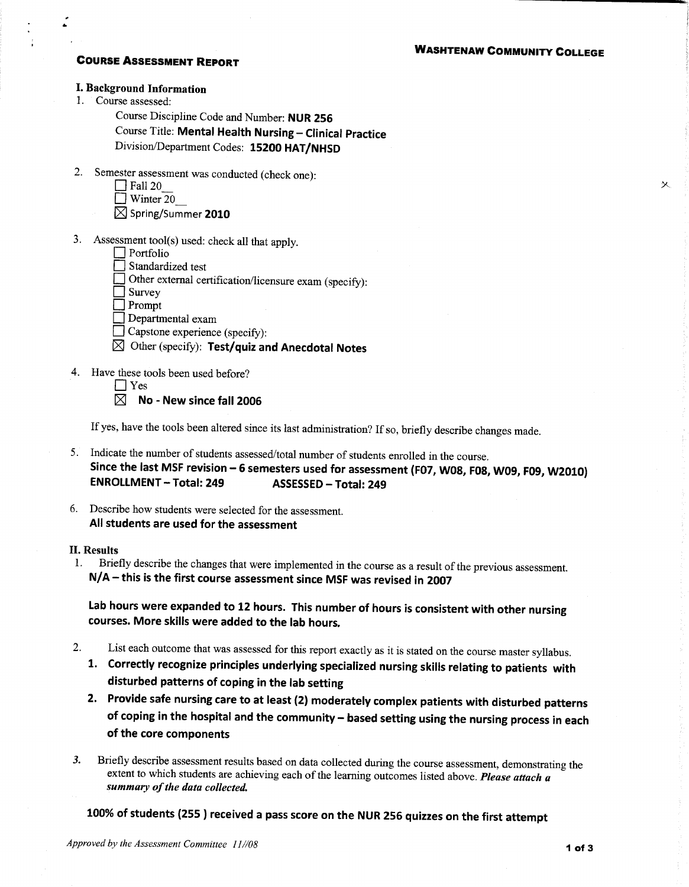**Washtenaw Community College**

## Course Assessment Report

### I. Background Information

1. Course assessed:

   Course Discipline Code and Number: **NUR 256**
   Course Title: **Mental Health Nursing – Clinical Practice**
   Division/Department Codes: **15200 HAT/NHSD**

2. Semester assessment was conducted (check one):
   - ☐ Fall 20__
   - ☐ Winter 20__
   - ☒ Spring/Summer **2010**

3. Assessment tool(s) used: check all that apply.
   - ☐ Portfolio
   - ☐ Standardized test
   - ☐ Other external certification/licensure exam (specify):
   - ☐ Survey
   - ☐ Prompt
   - ☐ Departmental exam
   - ☐ Capstone experience (specify):
   - ☒ Other (specify): **Test/quiz and Anecdotal Notes**

4. Have these tools been used before?
   - ☐ Yes
   - ☒ **No - New since fall 2006**

   If yes, have the tools been altered since its last administration? If so, briefly describe changes made.

5. Indicate the number of students assessed/total number of students enrolled in the course.
   **Since the last MSF revision – 6 semesters used for assessment (F07, W08, F08, W09, F09, W2010)**
   **ENROLLMENT – Total: 249 ASSESSED – Total: 249**

6. Describe how students were selected for the assessment.
   **All students are used for the assessment**

### II. Results

1. Briefly describe the changes that were implemented in the course as a result of the previous assessment.
   **N/A – this is the first course assessment since MSF was revised in 2007**

   **Lab hours were expanded to 12 hours. This number of hours is consistent with other nursing courses. More skills were added to the lab hours.**

2. List each outcome that was assessed for this report exactly as it is stated on the course master syllabus.
   1. **Correctly recognize principles underlying specialized nursing skills relating to patients with disturbed patterns of coping in the lab setting**
   2. **Provide safe nursing care to at least (2) moderately complex patients with disturbed patterns of coping in the hospital and the community – based setting using the nursing process in each of the core components**

3. Briefly describe assessment results based on data collected during the course assessment, demonstrating the extent to which students are achieving each of the learning outcomes listed above. ***Please attach a summary of the data collected.***

   **100% of students (255 ) received a pass score on the NUR 256 quizzes on the first attempt**

*Approved by the Assessment Committee 11//08*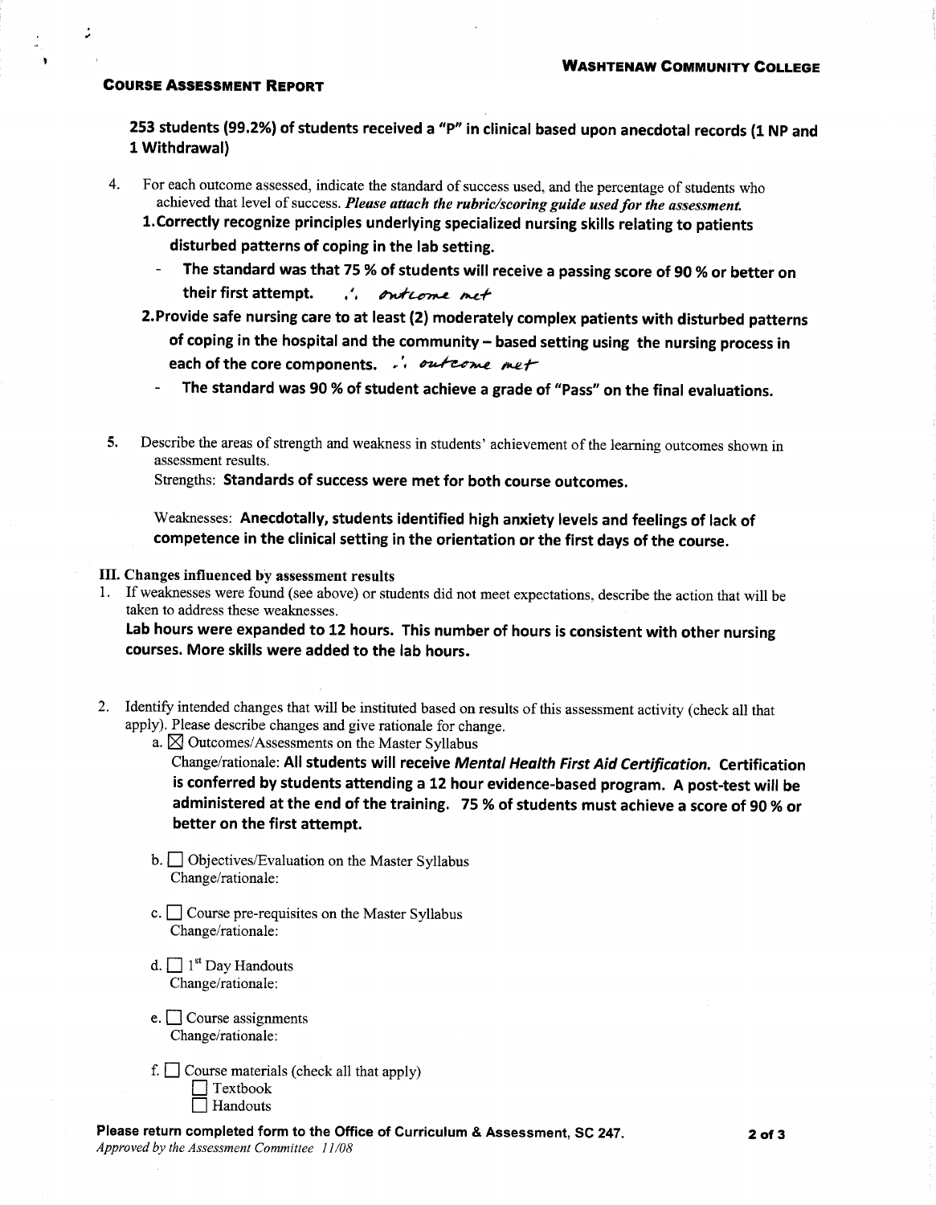**253 students (99.2%) of students received a "P" in clinical based upon anecdotal records (1 NP and 1 Withdrawal)**

4. For each outcome assessed, indicate the standard of success used, and the percentage of students who achieved that level of success. *Please attach the rubric/scoring guide used for the assessment.*

   **1. Correctly recognize principles underlying specialized nursing skills relating to patients disturbed patterns of coping in the lab setting.**

   - **The standard was that 75 % of students will receive a passing score of 90 % or better on their first attempt.** ∴ *outcome met*

   **2. Provide safe nursing care to at least (2) moderately complex patients with disturbed patterns of coping in the hospital and the community – based setting using the nursing process in each of the core components.** ∴ *outcome met*

   - **The standard was 90 % of student achieve a grade of "Pass" on the final evaluations.**

5. Describe the areas of strength and weakness in students' achievement of the learning outcomes shown in assessment results.

   Strengths: **Standards of success were met for both course outcomes.**

   Weaknesses: **Anecdotally, students identified high anxiety levels and feelings of lack of competence in the clinical setting in the orientation or the first days of the course.**

## III. Changes influenced by assessment results

1. If weaknesses were found (see above) or students did not meet expectations, describe the action that will be taken to address these weaknesses.

   **Lab hours were expanded to 12 hours. This number of hours is consistent with other nursing courses. More skills were added to the lab hours.**

2. Identify intended changes that will be instituted based on results of this assessment activity (check all that apply). Please describe changes and give rationale for change.

   a. ☒ Outcomes/Assessments on the Master Syllabus
   Change/rationale: **All students will receive *Mental Health First Aid Certification.* Certification is conferred by students attending a 12 hour evidence-based program. A post-test will be administered at the end of the training. 75 % of students must achieve a score of 90 % or better on the first attempt.**

   b. ☐ Objectives/Evaluation on the Master Syllabus
   Change/rationale:

   c. ☐ Course pre-requisites on the Master Syllabus
   Change/rationale:

   d. ☐ 1st Day Handouts
   Change/rationale:

   e. ☐ Course assignments
   Change/rationale:

   f. ☐ Course materials (check all that apply)
   ☐ Textbook
   ☐ Handouts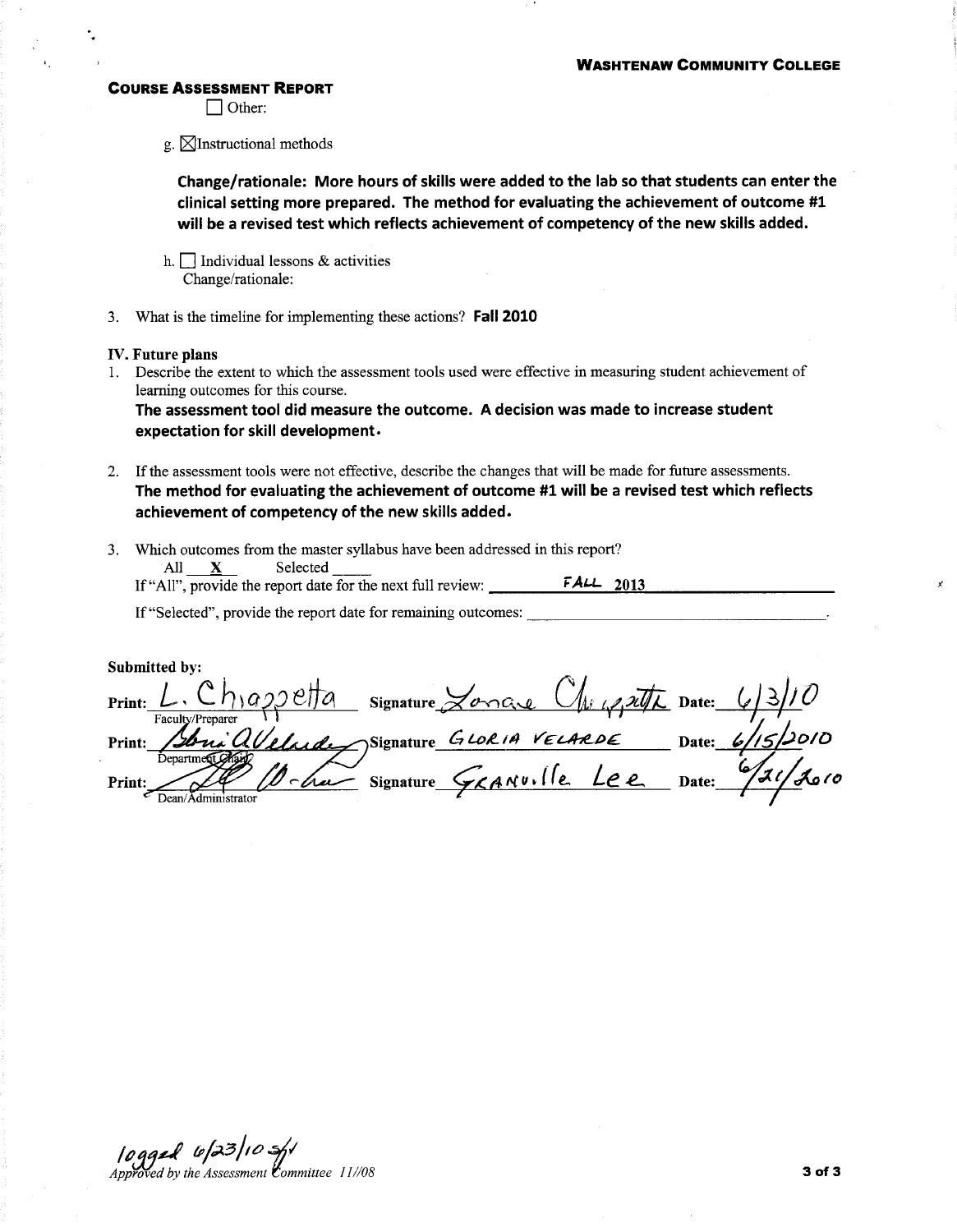**WASHTENAW COMMUNITY COLLEGE**

**COURSE ASSESSMENT REPORT**

☐ Other:

g. ☒ Instructional methods

**Change/rationale: More hours of skills were added to the lab so that students can enter the clinical setting more prepared. The method for evaluating the achievement of outcome #1 will be a revised test which reflects achievement of competency of the new skills added.**

h. ☐ Individual lessons & activities
Change/rationale:

3. What is the timeline for implementing these actions? **Fall 2010**

**IV. Future plans**

1. Describe the extent to which the assessment tools used were effective in measuring student achievement of learning outcomes for this course.
**The assessment tool did measure the outcome. A decision was made to increase student expectation for skill development.**

2. If the assessment tools were not effective, describe the changes that will be made for future assessments.
**The method for evaluating the achievement of outcome #1 will be a revised test which reflects achievement of competency of the new skills added.**

3. Which outcomes from the master syllabus have been addressed in this report?
All __X__ Selected _____
If "All", provide the report date for the next full review: FALL 2013
If "Selected", provide the report date for remaining outcomes: ________________.

**Submitted by:**

**Print:** L. Chiappetta (Faculty/Preparer) **Signature** Lorraine Chiappetta **Date:** 6/3/10

**Print:** Gloria Velarde (Department Chair) **Signature** GLORIA VELARDE **Date:** 6/15/2010

**Print:** [illegible] (Dean/Administrator) **Signature** GRANVILLE LEE **Date:** 6/21/2010

logged 6/23/10

*Approved by the Assessment Committee 11//08*